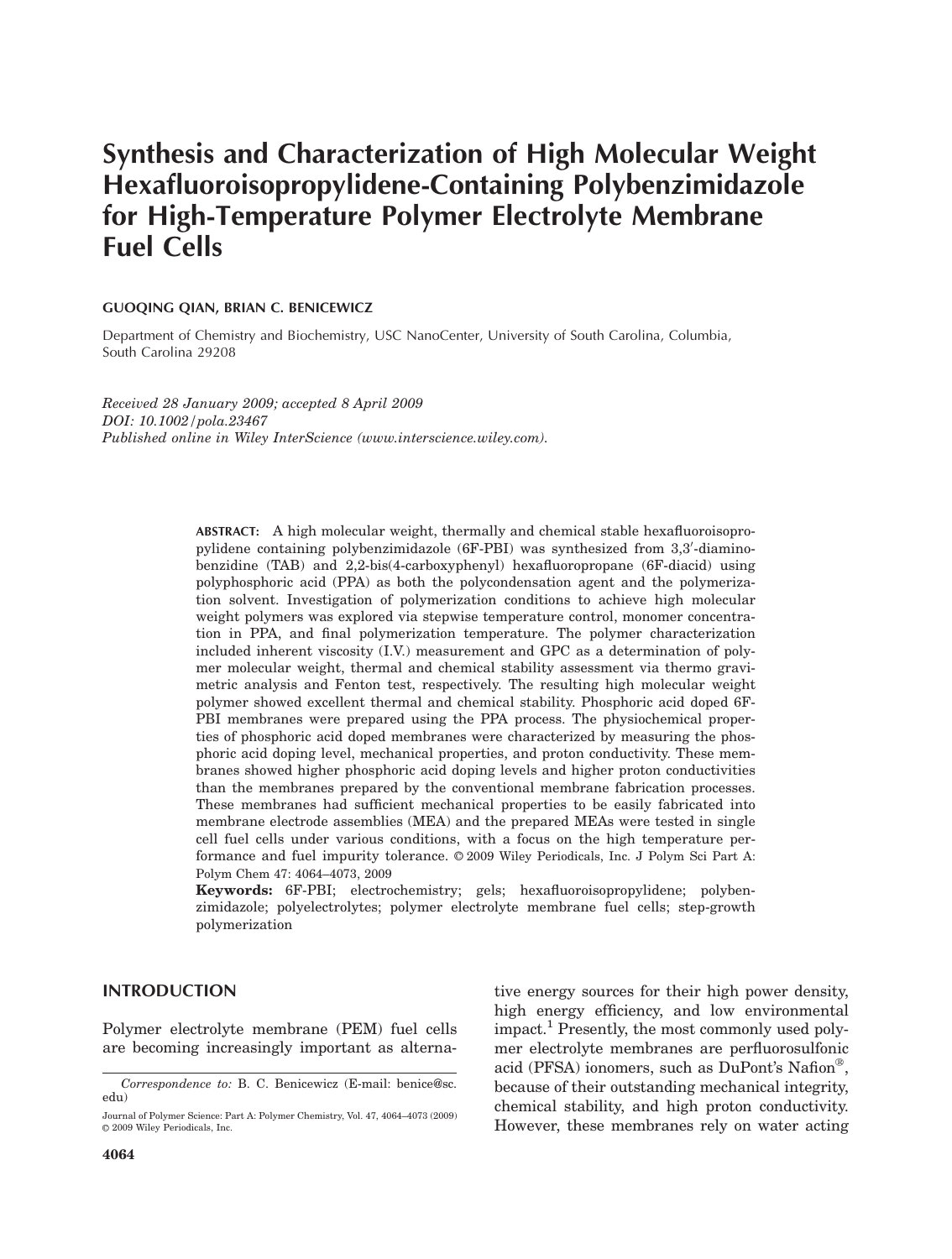# Synthesis and Characterization of High Molecular Weight Hexafluoroisopropylidene-Containing Polybenzimidazole for High-Temperature Polymer Electrolyte Membrane Fuel Cells

**GUOQING QIAN, BRIAN C. BENICEWICZ**

Department of Chemistry and Biochemistry, USC NanoCenter, University of South Carolina, Columbia, South Carolina 29208

*Received 28 January 2009; accepted 8 April 2009*
*DOI: 10.1002/pola.23467*
*Published online in Wiley InterScience (www.interscience.wiley.com).*

**ABSTRACT:** A high molecular weight, thermally and chemical stable hexafluoroisopropylidene containing polybenzimidazole (6F-PBI) was synthesized from 3,3′-diaminobenzidine (TAB) and 2,2-bis(4-carboxyphenyl) hexafluoropropane (6F-diacid) using polyphosphoric acid (PPA) as both the polycondensation agent and the polymerization solvent. Investigation of polymerization conditions to achieve high molecular weight polymers was explored via stepwise temperature control, monomer concentration in PPA, and final polymerization temperature. The polymer characterization included inherent viscosity (I.V.) measurement and GPC as a determination of polymer molecular weight, thermal and chemical stability assessment via thermo gravimetric analysis and Fenton test, respectively. The resulting high molecular weight polymer showed excellent thermal and chemical stability. Phosphoric acid doped 6F-PBI membranes were prepared using the PPA process. The physiochemical properties of phosphoric acid doped membranes were characterized by measuring the phosphoric acid doping level, mechanical properties, and proton conductivity. These membranes showed higher phosphoric acid doping levels and higher proton conductivities than the membranes prepared by the conventional membrane fabrication processes. These membranes had sufficient mechanical properties to be easily fabricated into membrane electrode assemblies (MEA) and the prepared MEAs were tested in single cell fuel cells under various conditions, with a focus on the high temperature performance and fuel impurity tolerance. © 2009 Wiley Periodicals, Inc. J Polym Sci Part A: Polym Chem 47: 4064–4073, 2009

**Keywords:** 6F-PBI; electrochemistry; gels; hexafluoroisopropylidene; polybenzimidazole; polyelectrolytes; polymer electrolyte membrane fuel cells; step-growth polymerization

## INTRODUCTION

Polymer electrolyte membrane (PEM) fuel cells are becoming increasingly important as alternative energy sources for their high power density, high energy efficiency, and low environmental impact.[1] Presently, the most commonly used polymer electrolyte membranes are perfluorosulfonic acid (PFSA) ionomers, such as DuPont's Nafion®, because of their outstanding mechanical integrity, chemical stability, and high proton conductivity. However, these membranes rely on water acting

*Correspondence to:* B. C. Benicewicz (E-mail: benice@sc.edu)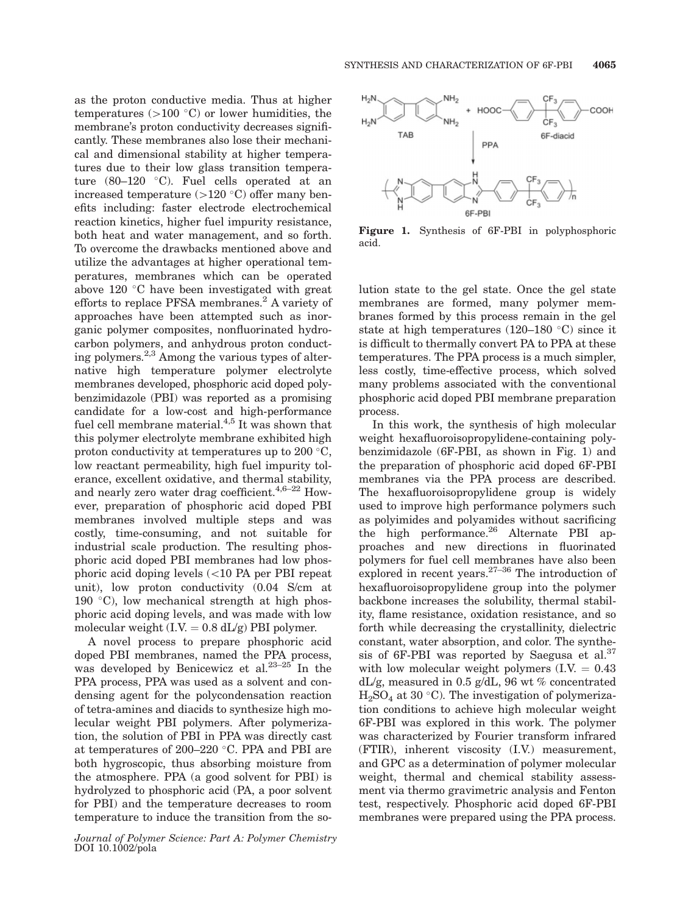as the proton conductive media. Thus at higher temperatures (>100 °C) or lower humidities, the membrane's proton conductivity decreases significantly. These membranes also lose their mechanical and dimensional stability at higher temperatures due to their low glass transition temperature (80–120 °C). Fuel cells operated at an increased temperature (>120 °C) offer many benefits including: faster electrode electrochemical reaction kinetics, higher fuel impurity resistance, both heat and water management, and so forth. To overcome the drawbacks mentioned above and utilize the advantages at higher operational temperatures, membranes which can be operated above 120 °C have been investigated with great efforts to replace PFSA membranes.[2] A variety of approaches have been attempted such as inorganic polymer composites, nonfluorinated hydrocarbon polymers, and anhydrous proton conducting polymers.[2,3] Among the various types of alternative high temperature polymer electrolyte membranes developed, phosphoric acid doped polybenzimidazole (PBI) was reported as a promising candidate for a low-cost and high-performance fuel cell membrane material.[4,5] It was shown that this polymer electrolyte membrane exhibited high proton conductivity at temperatures up to 200 °C, low reactant permeability, high fuel impurity tolerance, excellent oxidative, and thermal stability, and nearly zero water drag coefficient.[4,6–22] However, preparation of phosphoric acid doped PBI membranes involved multiple steps and was costly, time-consuming, and not suitable for industrial scale production. The resulting phosphoric acid doped PBI membranes had low phosphoric acid doping levels (<10 PA per PBI repeat unit), low proton conductivity (0.04 S/cm at 190 °C), low mechanical strength at high phosphoric acid doping levels, and was made with low molecular weight (I.V. = 0.8 dL/g) PBI polymer.

A novel process to prepare phosphoric acid doped PBI membranes, named the PPA process, was developed by Benicewicz et al.[23–25] In the PPA process, PPA was used as a solvent and condensing agent for the polycondensation reaction of tetra-amines and diacids to synthesize high molecular weight PBI polymers. After polymerization, the solution of PBI in PPA was directly cast at temperatures of 200–220 °C. PPA and PBI are both hygroscopic, thus absorbing moisture from the atmosphere. PPA (a good solvent for PBI) is hydrolyzed to phosphoric acid (PA, a poor solvent for PBI) and the temperature decreases to room temperature to induce the transition from the solution state to the gel state. Once the gel state membranes are formed, many polymer membranes formed by this process remain in the gel state at high temperatures (120–180 °C) since it is difficult to thermally convert PA to PPA at these temperatures. The PPA process is a much simpler, less costly, time-effective process, which solved many problems associated with the conventional phosphoric acid doped PBI membrane preparation process.

**Figure 1.** Synthesis of 6F-PBI in polyphosphoric acid.

In this work, the synthesis of high molecular weight hexafluoroisopropylidene-containing polybenzimidazole (6F-PBI, as shown in Fig. 1) and the preparation of phosphoric acid doped 6F-PBI membranes via the PPA process are described. The hexafluoroisopropylidene group is widely used to improve high performance polymers such as polyimides and polyamides without sacrificing the high performance.[26] Alternate PBI approaches and new directions in fluorinated polymers for fuel cell membranes have also been explored in recent years.[27–36] The introduction of hexafluoroisopropylidene group into the polymer backbone increases the solubility, thermal stability, flame resistance, oxidation resistance, and so forth while decreasing the crystallinity, dielectric constant, water absorption, and color. The synthesis of 6F-PBI was reported by Saegusa et al.[37] with low molecular weight polymers (I.V. = 0.43 dL/g, measured in 0.5 g/dL, 96 wt % concentrated $H_2SO_4$ at 30 °C). The investigation of polymerization conditions to achieve high molecular weight 6F-PBI was explored in this work. The polymer was characterized by Fourier transform infrared (FTIR), inherent viscosity (I.V.) measurement, and GPC as a determination of polymer molecular weight, thermal and chemical stability assessment via thermo gravimetric analysis and Fenton test, respectively. Phosphoric acid doped 6F-PBI membranes were prepared using the PPA process.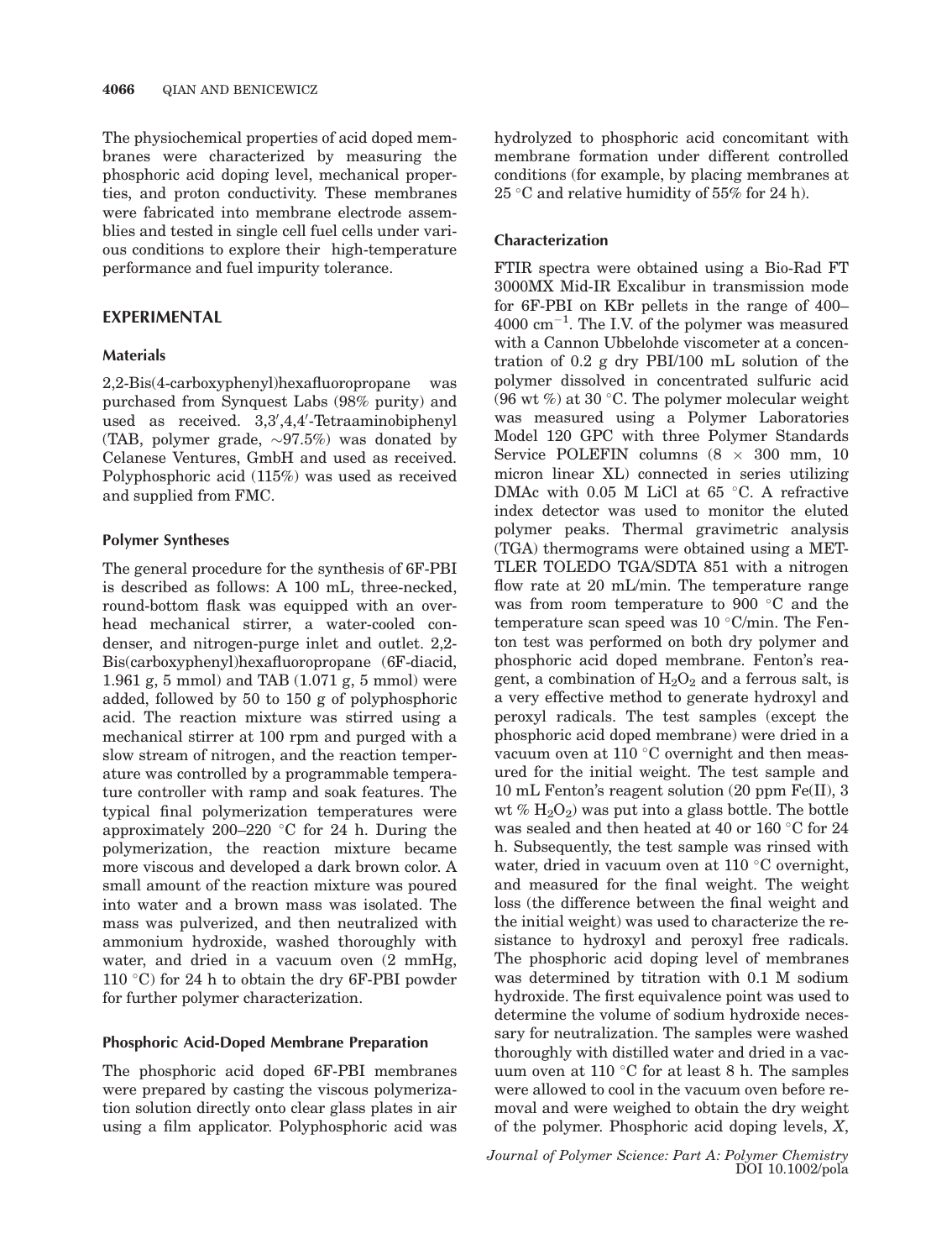The physiochemical properties of acid doped membranes were characterized by measuring the phosphoric acid doping level, mechanical properties, and proton conductivity. These membranes were fabricated into membrane electrode assemblies and tested in single cell fuel cells under various conditions to explore their high-temperature performance and fuel impurity tolerance.

## EXPERIMENTAL

### Materials

2,2-Bis(4-carboxyphenyl)hexafluoropropane was purchased from Synquest Labs (98% purity) and used as received. 3,3′,4,4′-Tetraaminobiphenyl (TAB, polymer grade, ~97.5%) was donated by Celanese Ventures, GmbH and used as received. Polyphosphoric acid (115%) was used as received and supplied from FMC.

### Polymer Syntheses

The general procedure for the synthesis of 6F-PBI is described as follows: A 100 mL, three-necked, round-bottom flask was equipped with an overhead mechanical stirrer, a water-cooled condenser, and nitrogen-purge inlet and outlet. 2,2-Bis(carboxyphenyl)hexafluoropropane (6F-diacid, 1.961 g, 5 mmol) and TAB (1.071 g, 5 mmol) were added, followed by 50 to 150 g of polyphosphoric acid. The reaction mixture was stirred using a mechanical stirrer at 100 rpm and purged with a slow stream of nitrogen, and the reaction temperature was controlled by a programmable temperature controller with ramp and soak features. The typical final polymerization temperatures were approximately 200–220 °C for 24 h. During the polymerization, the reaction mixture became more viscous and developed a dark brown color. A small amount of the reaction mixture was poured into water and a brown mass was isolated. The mass was pulverized, and then neutralized with ammonium hydroxide, washed thoroughly with water, and dried in a vacuum oven (2 mmHg, 110 °C) for 24 h to obtain the dry 6F-PBI powder for further polymer characterization.

### Phosphoric Acid-Doped Membrane Preparation

The phosphoric acid doped 6F-PBI membranes were prepared by casting the viscous polymerization solution directly onto clear glass plates in air using a film applicator. Polyphosphoric acid was hydrolyzed to phosphoric acid concomitant with membrane formation under different controlled conditions (for example, by placing membranes at 25 °C and relative humidity of 55% for 24 h).

### Characterization

FTIR spectra were obtained using a Bio-Rad FT 3000MX Mid-IR Excalibur in transmission mode for 6F-PBI on KBr pellets in the range of 400–4000 $cm^{-1}$. The I.V. of the polymer was measured with a Cannon Ubbelohde viscometer at a concentration of 0.2 g dry PBI/100 mL solution of the polymer dissolved in concentrated sulfuric acid (96 wt %) at 30 °C. The polymer molecular weight was measured using a Polymer Laboratories Model 120 GPC with three Polymer Standards Service POLEFIN columns (8 × 300 mm, 10 micron linear XL) connected in series utilizing DMAc with 0.05 M LiCl at 65 °C. A refractive index detector was used to monitor the eluted polymer peaks. Thermal gravimetric analysis (TGA) thermograms were obtained using a METTLER TOLEDO TGA/SDTA 851 with a nitrogen flow rate at 20 mL/min. The temperature range was from room temperature to 900 °C and the temperature scan speed was 10 °C/min. The Fenton test was performed on both dry polymer and phosphoric acid doped membrane. Fenton's reagent, a combination of $H_2O_2$ and a ferrous salt, is a very effective method to generate hydroxyl and peroxyl radicals. The test samples (except the phosphoric acid doped membrane) were dried in a vacuum oven at 110 °C overnight and then measured for the initial weight. The test sample and 10 mL Fenton's reagent solution (20 ppm Fe(II), 3 wt % $H_2O_2$) was put into a glass bottle. The bottle was sealed and then heated at 40 or 160 °C for 24 h. Subsequently, the test sample was rinsed with water, dried in vacuum oven at 110 °C overnight, and measured for the final weight. The weight loss (the difference between the final weight and the initial weight) was used to characterize the resistance to hydroxyl and peroxyl free radicals. The phosphoric acid doping level of membranes was determined by titration with 0.1 M sodium hydroxide. The first equivalence point was used to determine the volume of sodium hydroxide necessary for neutralization. The samples were washed thoroughly with distilled water and dried in a vacuum oven at 110 °C for at least 8 h. The samples were allowed to cool in the vacuum oven before removal and were weighed to obtain the dry weight of the polymer. Phosphoric acid doping levels, $X$,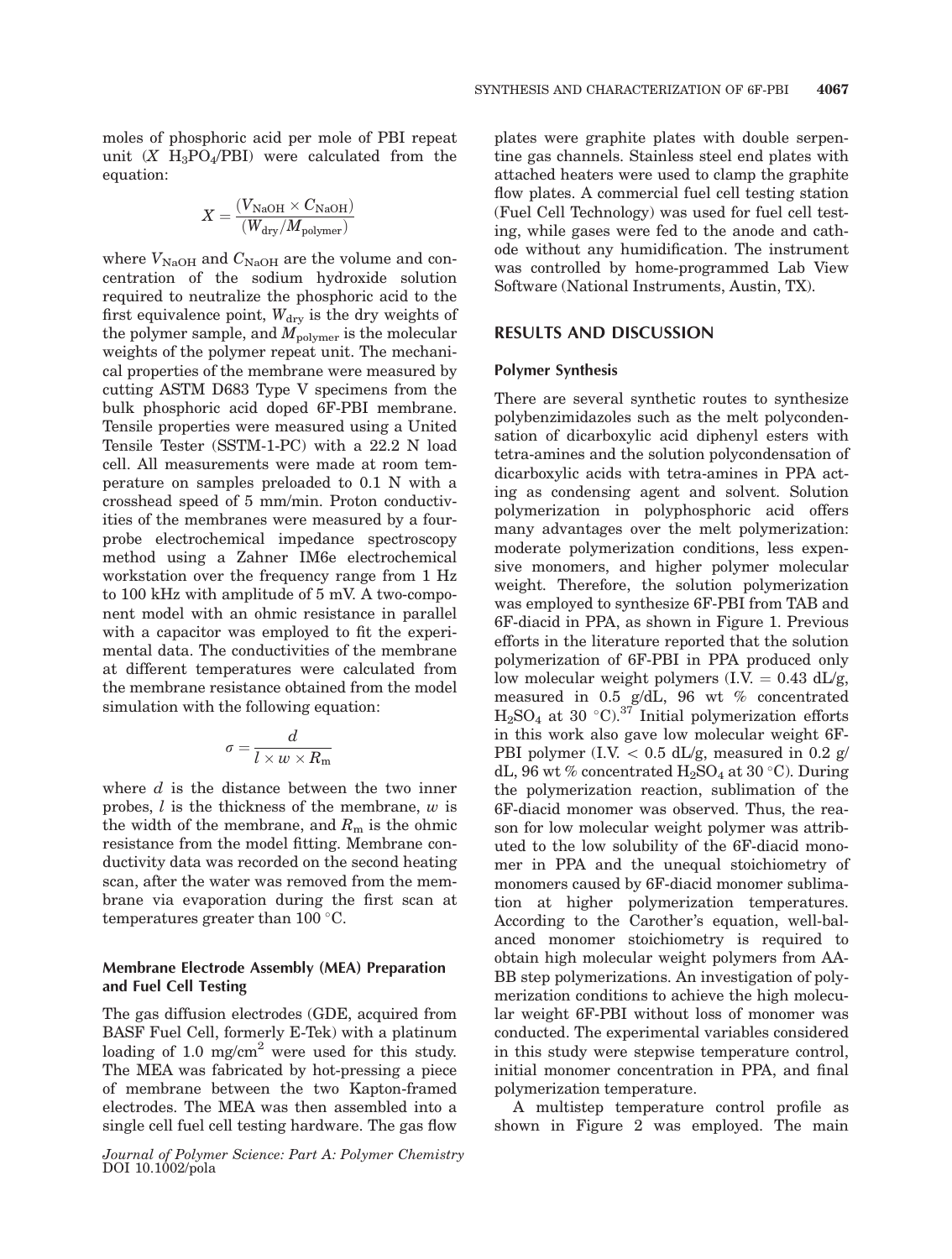moles of phosphoric acid per mole of PBI repeat unit ($X$ $H_3PO_4$/PBI) were calculated from the equation:

$$X = \frac{(V_{\mathrm{NaOH}} \times C_{\mathrm{NaOH}})}{(W_{\mathrm{dry}}/M_{\mathrm{polymer}})}$$

where $V_{\mathrm{NaOH}}$ and $C_{\mathrm{NaOH}}$ are the volume and concentration of the sodium hydroxide solution required to neutralize the phosphoric acid to the first equivalence point, $W_{\mathrm{dry}}$ is the dry weights of the polymer sample, and $M_{\mathrm{polymer}}$ is the molecular weights of the polymer repeat unit. The mechanical properties of the membrane were measured by cutting ASTM D683 Type V specimens from the bulk phosphoric acid doped 6F-PBI membrane. Tensile properties were measured using a United Tensile Tester (SSTM-1-PC) with a 22.2 N load cell. All measurements were made at room temperature on samples preloaded to 0.1 N with a crosshead speed of 5 mm/min. Proton conductivities of the membranes were measured by a four-probe electrochemical impedance spectroscopy method using a Zahner IM6e electrochemical workstation over the frequency range from 1 Hz to 100 kHz with amplitude of 5 mV. A two-component model with an ohmic resistance in parallel with a capacitor was employed to fit the experimental data. The conductivities of the membrane at different temperatures were calculated from the membrane resistance obtained from the model simulation with the following equation:

$$\sigma = \frac{d}{l \times w \times R_{\mathrm{m}}}$$

where $d$ is the distance between the two inner probes, $l$ is the thickness of the membrane, $w$ is the width of the membrane, and $R_{\mathrm{m}}$ is the ohmic resistance from the model fitting. Membrane conductivity data was recorded on the second heating scan, after the water was removed from the membrane via evaporation during the first scan at temperatures greater than 100 °C.

### Membrane Electrode Assembly (MEA) Preparation and Fuel Cell Testing

The gas diffusion electrodes (GDE, acquired from BASF Fuel Cell, formerly E-Tek) with a platinum loading of 1.0 mg/cm$^2$ were used for this study. The MEA was fabricated by hot-pressing a piece of membrane between the two Kapton-framed electrodes. The MEA was then assembled into a single cell fuel cell testing hardware. The gas flow plates were graphite plates with double serpentine gas channels. Stainless steel end plates with attached heaters were used to clamp the graphite flow plates. A commercial fuel cell testing station (Fuel Cell Technology) was used for fuel cell testing, while gases were fed to the anode and cathode without any humidification. The instrument was controlled by home-programmed Lab View Software (National Instruments, Austin, TX).

## RESULTS AND DISCUSSION

### Polymer Synthesis

There are several synthetic routes to synthesize polybenzimidazoles such as the melt polycondensation of dicarboxylic acid diphenyl esters with tetra-amines and the solution polycondensation of dicarboxylic acids with tetra-amines in PPA acting as condensing agent and solvent. Solution polymerization in polyphosphoric acid offers many advantages over the melt polymerization: moderate polymerization conditions, less expensive monomers, and higher polymer molecular weight. Therefore, the solution polymerization was employed to synthesize 6F-PBI from TAB and 6F-diacid in PPA, as shown in Figure 1. Previous efforts in the literature reported that the solution polymerization of 6F-PBI in PPA produced only low molecular weight polymers (I.V. = 0.43 dL/g, measured in 0.5 g/dL, 96 wt % concentrated $H_2SO_4$ at 30 °C).[37] Initial polymerization efforts in this work also gave low molecular weight 6F-PBI polymer (I.V. < 0.5 dL/g, measured in 0.2 g/dL, 96 wt % concentrated $H_2SO_4$ at 30 °C). During the polymerization reaction, sublimation of the 6F-diacid monomer was observed. Thus, the reason for low molecular weight polymer was attributed to the low solubility of the 6F-diacid monomer in PPA and the unequal stoichiometry of monomers caused by 6F-diacid monomer sublimation at higher polymerization temperatures. According to the Carother's equation, well-balanced monomer stoichiometry is required to obtain high molecular weight polymers from AA-BB step polymerizations. An investigation of polymerization conditions to achieve the high molecular weight 6F-PBI without loss of monomer was conducted. The experimental variables considered in this study were stepwise temperature control, initial monomer concentration in PPA, and final polymerization temperature.

A multistep temperature control profile as shown in Figure 2 was employed. The main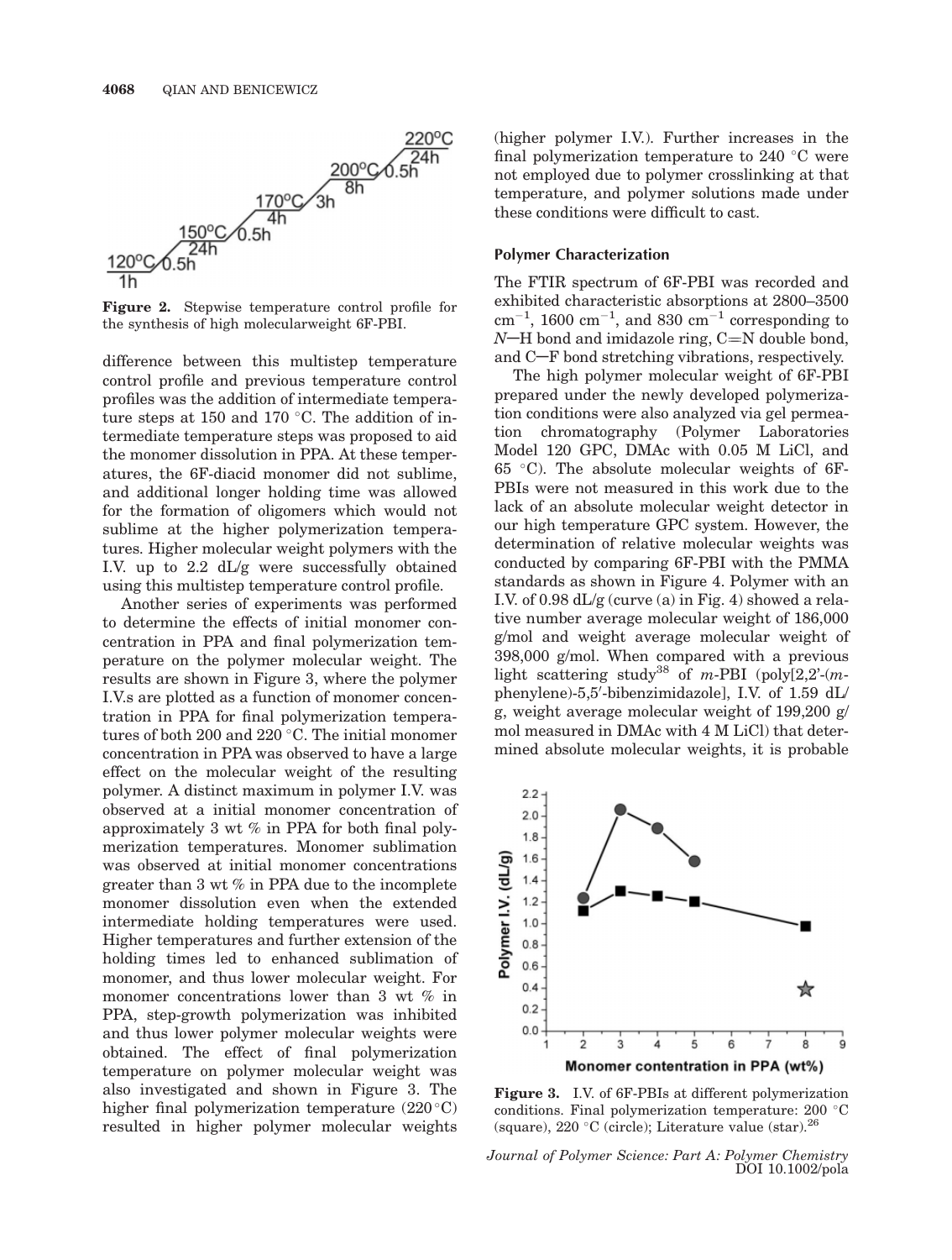Figure 2. Stepwise temperature control profile for the synthesis of high molecularweight 6F-PBI.

difference between this multistep temperature control profile and previous temperature control profiles was the addition of intermediate temperature steps at 150 and 170 °C. The addition of intermediate temperature steps was proposed to aid the monomer dissolution in PPA. At these temperatures, the 6F-diacid monomer did not sublime, and additional longer holding time was allowed for the formation of oligomers which would not sublime at the higher polymerization temperatures. Higher molecular weight polymers with the I.V. up to 2.2 dL/g were successfully obtained using this multistep temperature control profile.

Another series of experiments was performed to determine the effects of initial monomer concentration in PPA and final polymerization temperature on the polymer molecular weight. The results are shown in Figure 3, where the polymer I.V.s are plotted as a function of monomer concentration in PPA for final polymerization temperatures of both 200 and 220 °C. The initial monomer concentration in PPA was observed to have a large effect on the molecular weight of the resulting polymer. A distinct maximum in polymer I.V. was observed at a initial monomer concentration of approximately 3 wt % in PPA for both final polymerization temperatures. Monomer sublimation was observed at initial monomer concentrations greater than 3 wt % in PPA due to the incomplete monomer dissolution even when the extended intermediate holding temperatures were used. Higher temperatures and further extension of the holding times led to enhanced sublimation of monomer, and thus lower molecular weight. For monomer concentrations lower than 3 wt % in PPA, step-growth polymerization was inhibited and thus lower polymer molecular weights were obtained. The effect of final polymerization temperature on polymer molecular weight was also investigated and shown in Figure 3. The higher final polymerization temperature (220 °C) resulted in higher polymer molecular weights (higher polymer I.V.). Further increases in the final polymerization temperature to 240 °C were not employed due to polymer crosslinking at that temperature, and polymer solutions made under these conditions were difficult to cast.

#### Polymer Characterization

The FTIR spectrum of 6F-PBI was recorded and exhibited characteristic absorptions at 2800–3500 $cm^{-1}$, 1600 $cm^{-1}$, and 830 $cm^{-1}$ corresponding to *N*—H bond and imidazole ring, C=N double bond, and C—F bond stretching vibrations, respectively.

The high polymer molecular weight of 6F-PBI prepared under the newly developed polymerization conditions were also analyzed via gel permeation chromatography (Polymer Laboratories Model 120 GPC, DMAc with 0.05 M LiCl, and 65 °C). The absolute molecular weights of 6F-PBIs were not measured in this work due to the lack of an absolute molecular weight detector in our high temperature GPC system. However, the determination of relative molecular weights was conducted by comparing 6F-PBI with the PMMA standards as shown in Figure 4. Polymer with an I.V. of 0.98 dL/g (curve (a) in Fig. 4) showed a relative number average molecular weight of 186,000 g/mol and weight average molecular weight of 398,000 g/mol. When compared with a previous light scattering study[38] of *m*-PBI (poly[2,2′-(*m*-phenylene)-5,5′-bibenzimidazole], I.V. of 1.59 dL/g, weight average molecular weight of 199,200 g/mol measured in DMAc with 4 M LiCl) that determined absolute molecular weights, it is probable

Figure 3. I.V. of 6F-PBIs at different polymerization conditions. Final polymerization temperature: 200 °C (square), 220 °C (circle); Literature value (star).[26]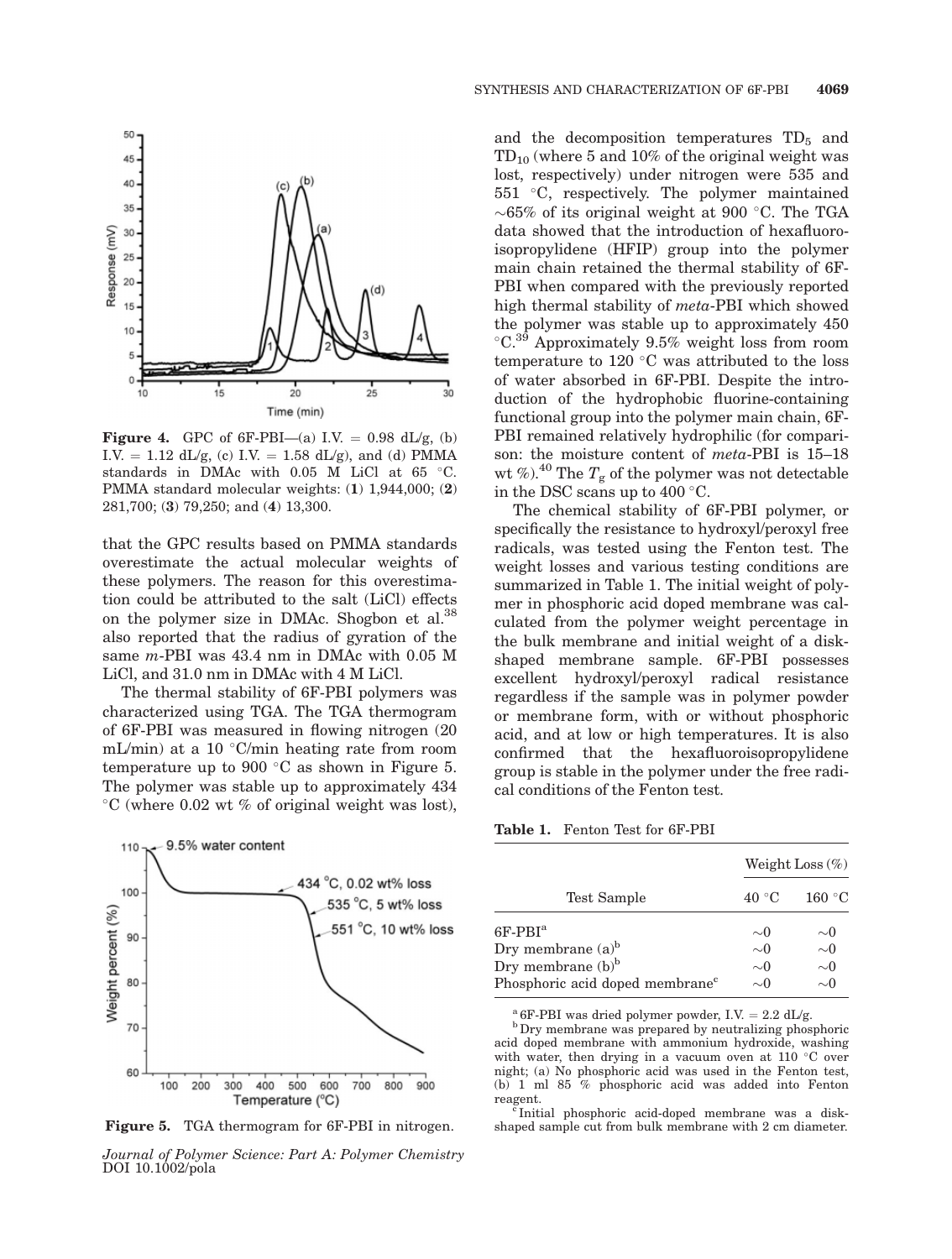**Figure 4.** GPC of 6F-PBI—(a) I.V. = 0.98 dL/g, (b) I.V. = 1.12 dL/g, (c) I.V. = 1.58 dL/g), and (d) PMMA standards in DMAc with 0.05 M LiCl at 65 °C. PMMA standard molecular weights: (**1**) 1,944,000; (**2**) 281,700; (**3**) 79,250; and (**4**) 13,300.

that the GPC results based on PMMA standards overestimate the actual molecular weights of these polymers. The reason for this overestimation could be attributed to the salt (LiCl) effects on the polymer size in DMAc. Shogbon et al.[38] also reported that the radius of gyration of the same *m*-PBI was 43.4 nm in DMAc with 0.05 M LiCl, and 31.0 nm in DMAc with 4 M LiCl.

The thermal stability of 6F-PBI polymers was characterized using TGA. The TGA thermogram of 6F-PBI was measured in flowing nitrogen (20 mL/min) at a 10 °C/min heating rate from room temperature up to 900 °C as shown in Figure 5. The polymer was stable up to approximately 434 °C (where 0.02 wt % of original weight was lost), and the decomposition temperatures $TD_5$ and $TD_{10}$ (where 5 and 10% of the original weight was lost, respectively) under nitrogen were 535 and 551 °C, respectively. The polymer maintained ~65% of its original weight at 900 °C. The TGA data showed that the introduction of hexafluoroisopropylidene (HFIP) group into the polymer main chain retained the thermal stability of 6F-PBI when compared with the previously reported high thermal stability of *meta*-PBI which showed the polymer was stable up to approximately 450 °C.[39] Approximately 9.5% weight loss from room temperature to 120 °C was attributed to the loss of water absorbed in 6F-PBI. Despite the introduction of the hydrophobic fluorine-containing functional group into the polymer main chain, 6F-PBI remained relatively hydrophilic (for comparison: the moisture content of *meta*-PBI is 15–18 wt %).[40] The $T_g$ of the polymer was not detectable in the DSC scans up to 400 °C.

**Figure 5.** TGA thermogram for 6F-PBI in nitrogen.

The chemical stability of 6F-PBI polymer, or specifically the resistance to hydroxyl/peroxyl free radicals, was tested using the Fenton test. The weight losses and various testing conditions are summarized in Table 1. The initial weight of polymer in phosphoric acid doped membrane was calculated from the polymer weight percentage in the bulk membrane and initial weight of a disk-shaped membrane sample. 6F-PBI possesses excellent hydroxyl/peroxyl radical resistance regardless if the sample was in polymer powder or membrane form, with or without phosphoric acid, and at low or high temperatures. It is also confirmed that the hexafluoroisopropylidene group is stable in the polymer under the free radical conditions of the Fenton test.

**Table 1.** Fenton Test for 6F-PBI

| Test Sample | Weight Loss (%) | |
|---|---|---|
| | 40 °C | 160 °C |
| 6F-PBI[a] | ~0 | ~0 |
| Dry membrane (a)[b] | ~0 | ~0 |
| Dry membrane (b)[b] | ~0 | ~0 |
| Phosphoric acid doped membrane[c] | ~0 | ~0 |

[a] 6F-PBI was dried polymer powder, I.V. = 2.2 dL/g.

[b] Dry membrane was prepared by neutralizing phosphoric acid doped membrane with ammonium hydroxide, washing with water, then drying in a vacuum oven at 110 °C over night; (a) No phosphoric acid was used in the Fenton test, (b) 1 ml 85 % phosphoric acid was added into Fenton reagent.

[c] Initial phosphoric acid-doped membrane was a disk-shaped sample cut from bulk membrane with 2 cm diameter.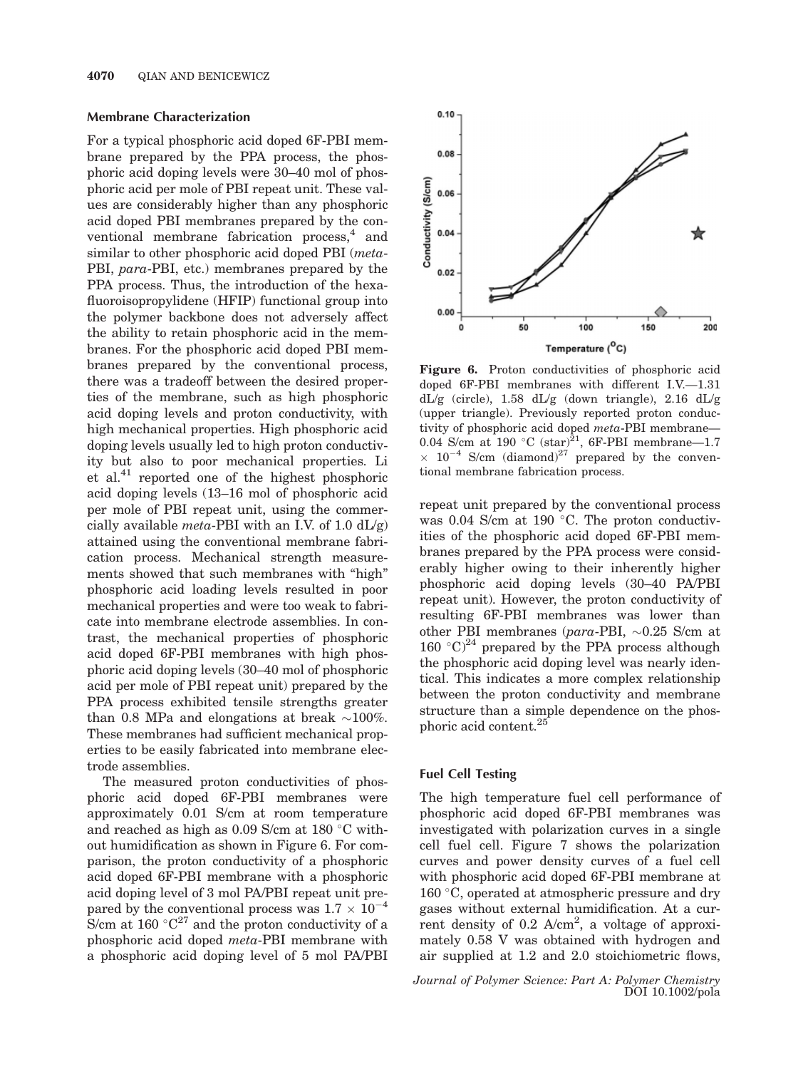### Membrane Characterization

For a typical phosphoric acid doped 6F-PBI membrane prepared by the PPA process, the phosphoric acid doping levels were 30–40 mol of phosphoric acid per mole of PBI repeat unit. These values are considerably higher than any phosphoric acid doped PBI membranes prepared by the conventional membrane fabrication process,[4] and similar to other phosphoric acid doped PBI (*meta*-PBI, *para*-PBI, etc.) membranes prepared by the PPA process. Thus, the introduction of the hexafluoroisopropylidene (HFIP) functional group into the polymer backbone does not adversely affect the ability to retain phosphoric acid in the membranes. For the phosphoric acid doped PBI membranes prepared by the conventional process, there was a tradeoff between the desired properties of the membrane, such as high phosphoric acid doping levels and proton conductivity, with high mechanical properties. High phosphoric acid doping levels usually led to high proton conductivity but also to poor mechanical properties. Li et al.[41] reported one of the highest phosphoric acid doping levels (13–16 mol of phosphoric acid per mole of PBI repeat unit, using the commercially available *meta*-PBI with an I.V. of 1.0 dL/g) attained using the conventional membrane fabrication process. Mechanical strength measurements showed that such membranes with "high" phosphoric acid loading levels resulted in poor mechanical properties and were too weak to fabricate into membrane electrode assemblies. In contrast, the mechanical properties of phosphoric acid doped 6F-PBI membranes with high phosphoric acid doping levels (30–40 mol of phosphoric acid per mole of PBI repeat unit) prepared by the PPA process exhibited tensile strengths greater than 0.8 MPa and elongations at break ~100%. These membranes had sufficient mechanical properties to be easily fabricated into membrane electrode assemblies.

The measured proton conductivities of phosphoric acid doped 6F-PBI membranes were approximately 0.01 S/cm at room temperature and reached as high as 0.09 S/cm at 180 °C without humidification as shown in Figure 6. For comparison, the proton conductivity of a phosphoric acid doped 6F-PBI membrane with a phosphoric acid doping level of 3 mol PA/PBI repeat unit prepared by the conventional process was $1.7 \times 10^{-4}$ S/cm at 160 °C[27] and the proton conductivity of a phosphoric acid doped *meta*-PBI membrane with a phosphoric acid doping level of 5 mol PA/PBI repeat unit prepared by the conventional process was 0.04 S/cm at 190 °C. The proton conductivities of the phosphoric acid doped 6F-PBI membranes prepared by the PPA process were considerably higher owing to their inherently higher phosphoric acid doping levels (30–40 PA/PBI repeat unit). However, the proton conductivity of resulting 6F-PBI membranes was lower than other PBI membranes (*para*-PBI, ~0.25 S/cm at 160 °C)[24] prepared by the PPA process although the phosphoric acid doping level was nearly identical. This indicates a more complex relationship between the proton conductivity and membrane structure than a simple dependence on the phosphoric acid content.[25]

**Figure 6.** Proton conductivities of phosphoric acid doped 6F-PBI membranes with different I.V.—1.31 dL/g (circle), 1.58 dL/g (down triangle), 2.16 dL/g (upper triangle). Previously reported proton conductivity of phosphoric acid doped *meta*-PBI membrane—0.04 S/cm at 190 °C (star)[21], 6F-PBI membrane—1.7 $\times$ $10^{-4}$ S/cm (diamond)[27] prepared by the conventional membrane fabrication process.

### Fuel Cell Testing

The high temperature fuel cell performance of phosphoric acid doped 6F-PBI membranes was investigated with polarization curves in a single cell fuel cell. Figure 7 shows the polarization curves and power density curves of a fuel cell with phosphoric acid doped 6F-PBI membrane at 160 °C, operated at atmospheric pressure and dry gases without external humidification. At a current density of 0.2 A/cm$^2$, a voltage of approximately 0.58 V was obtained with hydrogen and air supplied at 1.2 and 2.0 stoichiometric flows,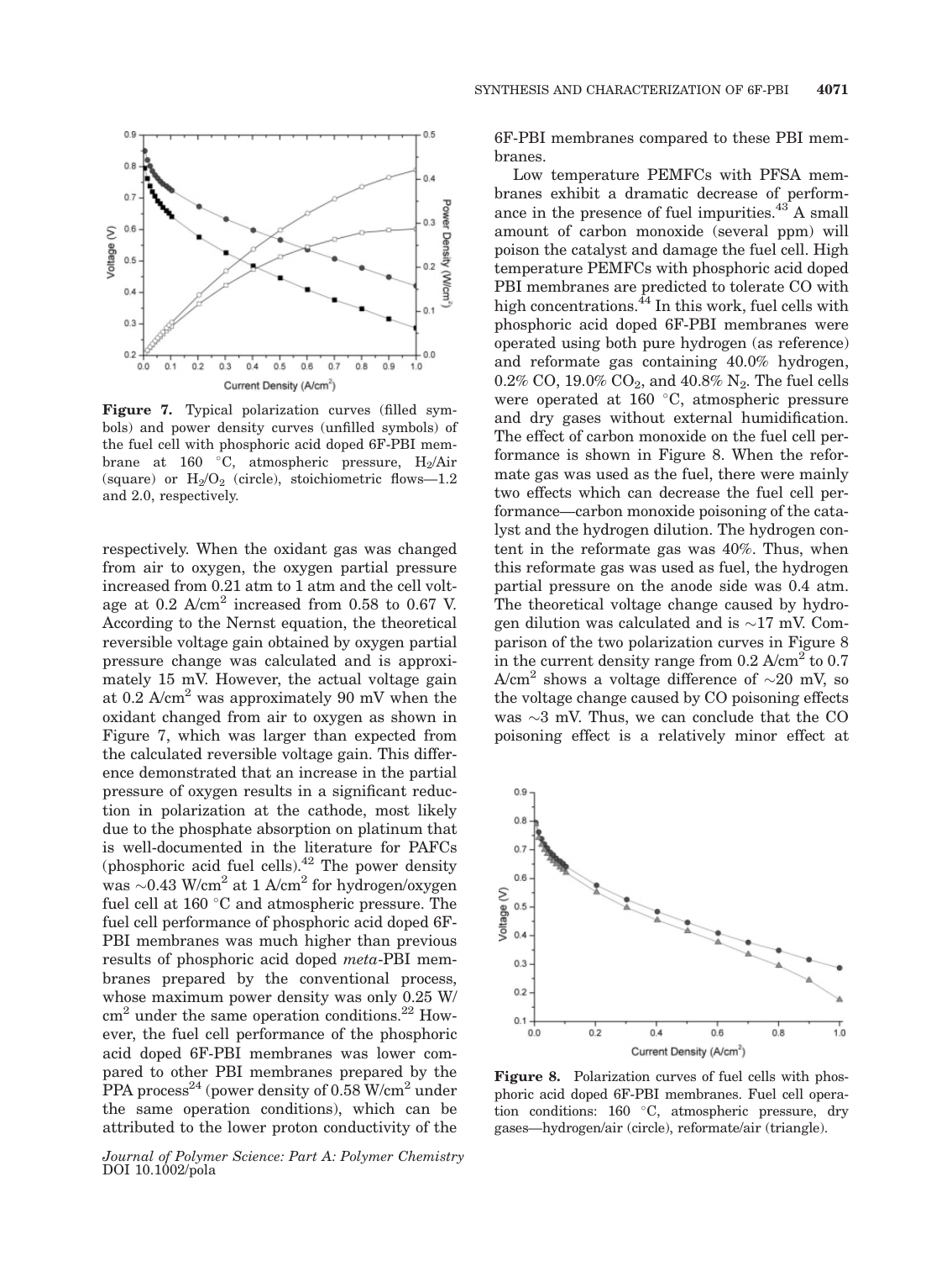**Figure 7.** Typical polarization curves (filled symbols) and power density curves (unfilled symbols) of the fuel cell with phosphoric acid doped 6F-PBI membrane at 160 °C, atmospheric pressure, $H_2$/Air (square) or $H_2$/$O_2$ (circle), stoichiometric flows—1.2 and 2.0, respectively.

respectively. When the oxidant gas was changed from air to oxygen, the oxygen partial pressure increased from 0.21 atm to 1 atm and the cell voltage at 0.2 A/cm$^2$ increased from 0.58 to 0.67 V. According to the Nernst equation, the theoretical reversible voltage gain obtained by oxygen partial pressure change was calculated and is approximately 15 mV. However, the actual voltage gain at 0.2 A/cm$^2$ was approximately 90 mV when the oxidant changed from air to oxygen as shown in Figure 7, which was larger than expected from the calculated reversible voltage gain. This difference demonstrated that an increase in the partial pressure of oxygen results in a significant reduction in polarization at the cathode, most likely due to the phosphate absorption on platinum that is well-documented in the literature for PAFCs (phosphoric acid fuel cells).[42] The power density was ~0.43 W/cm$^2$ at 1 A/cm$^2$ for hydrogen/oxygen fuel cell at 160 °C and atmospheric pressure. The fuel cell performance of phosphoric acid doped 6F-PBI membranes was much higher than previous results of phosphoric acid doped *meta*-PBI membranes prepared by the conventional process, whose maximum power density was only 0.25 W/cm$^2$ under the same operation conditions.[22] However, the fuel cell performance of the phosphoric acid doped 6F-PBI membranes was lower compared to other PBI membranes prepared by the PPA process[24] (power density of 0.58 W/cm$^2$ under the same operation conditions), which can be attributed to the lower proton conductivity of the 6F-PBI membranes compared to these PBI membranes.

Low temperature PEMFCs with PFSA membranes exhibit a dramatic decrease of performance in the presence of fuel impurities.[43] A small amount of carbon monoxide (several ppm) will poison the catalyst and damage the fuel cell. High temperature PEMFCs with phosphoric acid doped PBI membranes are predicted to tolerate CO with high concentrations.[44] In this work, fuel cells with phosphoric acid doped 6F-PBI membranes were operated using both pure hydrogen (as reference) and reformate gas containing 40.0% hydrogen, 0.2% CO, 19.0% $CO_2$, and 40.8% $N_2$. The fuel cells were operated at 160 °C, atmospheric pressure and dry gases without external humidification. The effect of carbon monoxide on the fuel cell performance is shown in Figure 8. When the reformate gas was used as the fuel, there were mainly two effects which can decrease the fuel cell performance—carbon monoxide poisoning of the catalyst and the hydrogen dilution. The hydrogen content in the reformate gas was 40%. Thus, when this reformate gas was used as fuel, the hydrogen partial pressure on the anode side was 0.4 atm. The theoretical voltage change caused by hydrogen dilution was calculated and is ~17 mV. Comparison of the two polarization curves in Figure 8 in the current density range from 0.2 A/cm$^2$ to 0.7 A/cm$^2$ shows a voltage difference of ~20 mV, so the voltage change caused by CO poisoning effects was ~3 mV. Thus, we can conclude that the CO poisoning effect is a relatively minor effect at

**Figure 8.** Polarization curves of fuel cells with phosphoric acid doped 6F-PBI membranes. Fuel cell operation conditions: 160 °C, atmospheric pressure, dry gases—hydrogen/air (circle), reformate/air (triangle).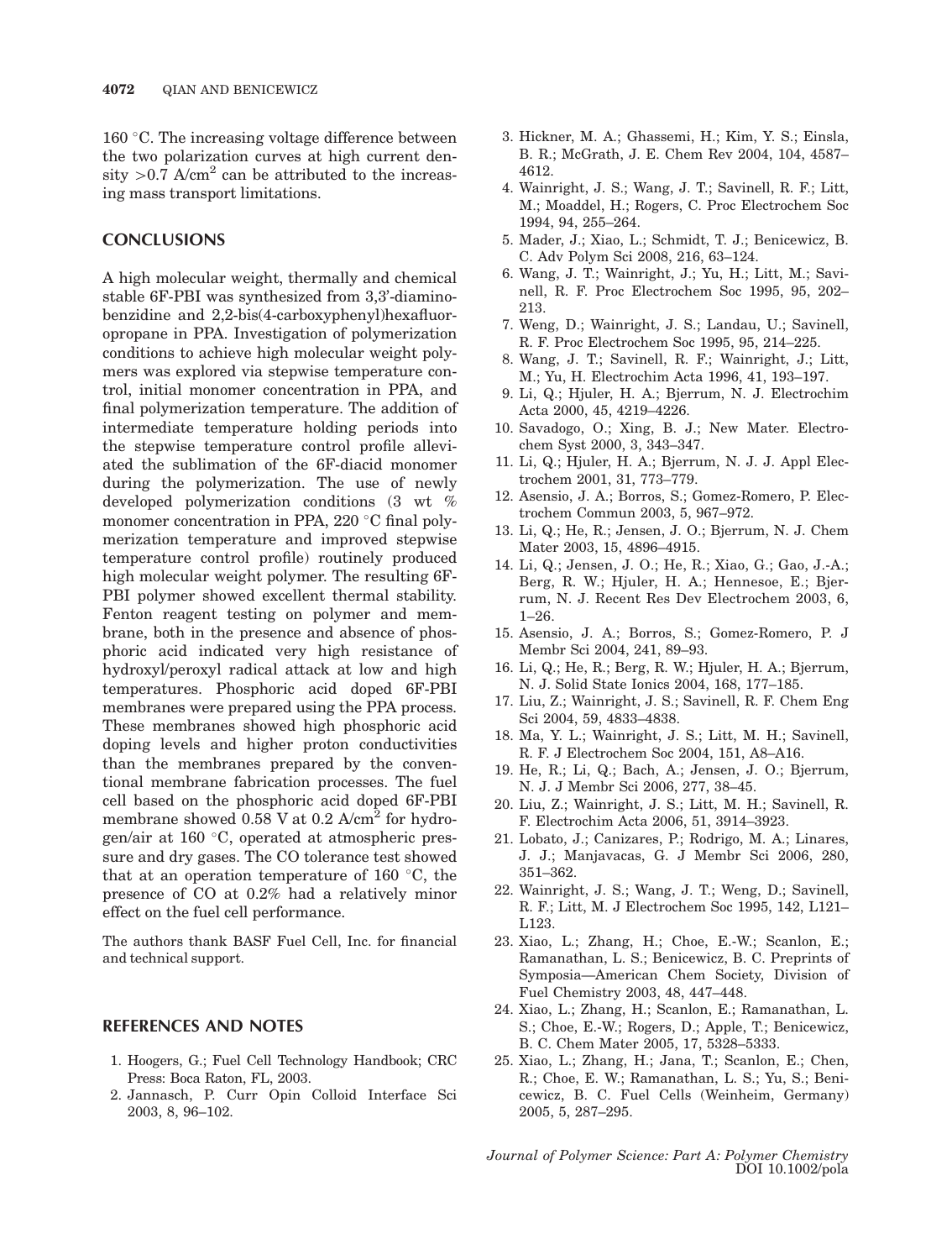160 °C. The increasing voltage difference between the two polarization curves at high current density >0.7 A/cm$^2$ can be attributed to the increasing mass transport limitations.

## CONCLUSIONS

A high molecular weight, thermally and chemical stable 6F-PBI was synthesized from 3,3'-diaminobenzidine and 2,2-bis(4-carboxyphenyl)hexafluoropropane in PPA. Investigation of polymerization conditions to achieve high molecular weight polymers was explored via stepwise temperature control, initial monomer concentration in PPA, and final polymerization temperature. The addition of intermediate temperature holding periods into the stepwise temperature control profile alleviated the sublimation of the 6F-diacid monomer during the polymerization. The use of newly developed polymerization conditions (3 wt % monomer concentration in PPA, 220 °C final polymerization temperature and improved stepwise temperature control profile) routinely produced high molecular weight polymer. The resulting 6F-PBI polymer showed excellent thermal stability. Fenton reagent testing on polymer and membrane, both in the presence and absence of phosphoric acid indicated very high resistance of hydroxyl/peroxyl radical attack at low and high temperatures. Phosphoric acid doped 6F-PBI membranes were prepared using the PPA process. These membranes showed high phosphoric acid doping levels and higher proton conductivities than the membranes prepared by the conventional membrane fabrication processes. The fuel cell based on the phosphoric acid doped 6F-PBI membrane showed 0.58 V at 0.2 A/cm$^2$ for hydrogen/air at 160 °C, operated at atmospheric pressure and dry gases. The CO tolerance test showed that at an operation temperature of 160 °C, the presence of CO at 0.2% had a relatively minor effect on the fuel cell performance.

The authors thank BASF Fuel Cell, Inc. for financial and technical support.

## REFERENCES AND NOTES

1. Hoogers, G.; Fuel Cell Technology Handbook; CRC Press: Boca Raton, FL, 2003.
2. Jannasch, P. Curr Opin Colloid Interface Sci 2003, 8, 96–102.
3. Hickner, M. A.; Ghassemi, H.; Kim, Y. S.; Einsla, B. R.; McGrath, J. E. Chem Rev 2004, 104, 4587–4612.
4. Wainright, J. S.; Wang, J. T.; Savinell, R. F.; Litt, M.; Moaddel, H.; Rogers, C. Proc Electrochem Soc 1994, 94, 255–264.
5. Mader, J.; Xiao, L.; Schmidt, T. J.; Benicewicz, B. C. Adv Polym Sci 2008, 216, 63–124.
6. Wang, J. T.; Wainright, J.; Yu, H.; Litt, M.; Savinell, R. F. Proc Electrochem Soc 1995, 95, 202–213.
7. Weng, D.; Wainright, J. S.; Landau, U.; Savinell, R. F. Proc Electrochem Soc 1995, 95, 214–225.
8. Wang, J. T.; Savinell, R. F.; Wainright, J.; Litt, M.; Yu, H. Electrochim Acta 1996, 41, 193–197.
9. Li, Q.; Hjuler, H. A.; Bjerrum, N. J. Electrochim Acta 2000, 45, 4219–4226.
10. Savadogo, O.; Xing, B. J.; New Mater. Electrochem Syst 2000, 3, 343–347.
11. Li, Q.; Hjuler, H. A.; Bjerrum, N. J. J Appl Electrochem 2001, 31, 773–779.
12. Asensio, J. A.; Borros, S.; Gomez-Romero, P. Electrochem Commun 2003, 5, 967–972.
13. Li, Q.; He, R.; Jensen, J. O.; Bjerrum, N. J. Chem Mater 2003, 15, 4896–4915.
14. Li, Q.; Jensen, J. O.; He, R.; Xiao, G.; Gao, J.-A.; Berg, R. W.; Hjuler, H. A.; Hennesoe, E.; Bjerrum, N. J. Recent Res Dev Electrochem 2003, 6, 1–26.
15. Asensio, J. A.; Borros, S.; Gomez-Romero, P. J Membr Sci 2004, 241, 89–93.
16. Li, Q.; He, R.; Berg, R. W.; Hjuler, H. A.; Bjerrum, N. J. Solid State Ionics 2004, 168, 177–185.
17. Liu, Z.; Wainright, J. S.; Savinell, R. F. Chem Eng Sci 2004, 59, 4833–4838.
18. Ma, Y. L.; Wainright, J. S.; Litt, M. H.; Savinell, R. F. J Electrochem Soc 2004, 151, A8–A16.
19. He, R.; Li, Q.; Bach, A.; Jensen, J. O.; Bjerrum, N. J. J Membr Sci 2006, 277, 38–45.
20. Liu, Z.; Wainright, J. S.; Litt, M. H.; Savinell, R. F. Electrochim Acta 2006, 51, 3914–3923.
21. Lobato, J.; Canizares, P.; Rodrigo, M. A.; Linares, J. J.; Manjavacas, G. J Membr Sci 2006, 280, 351–362.
22. Wainright, J. S.; Wang, J. T.; Weng, D.; Savinell, R. F.; Litt, M. J Electrochem Soc 1995, 142, L121–L123.
23. Xiao, L.; Zhang, H.; Choe, E.-W.; Scanlon, E.; Ramanathan, L. S.; Benicewicz, B. C. Preprints of Symposia—American Chem Society, Division of Fuel Chemistry 2003, 48, 447–448.
24. Xiao, L.; Zhang, H.; Scanlon, E.; Ramanathan, L. S.; Choe, E.-W.; Rogers, D.; Apple, T.; Benicewicz, B. C. Chem Mater 2005, 17, 5328–5333.
25. Xiao, L.; Zhang, H.; Jana, T.; Scanlon, E.; Chen, R.; Choe, E. W.; Ramanathan, L. S.; Yu, S.; Benicewicz, B. C. Fuel Cells (Weinheim, Germany) 2005, 5, 287–295.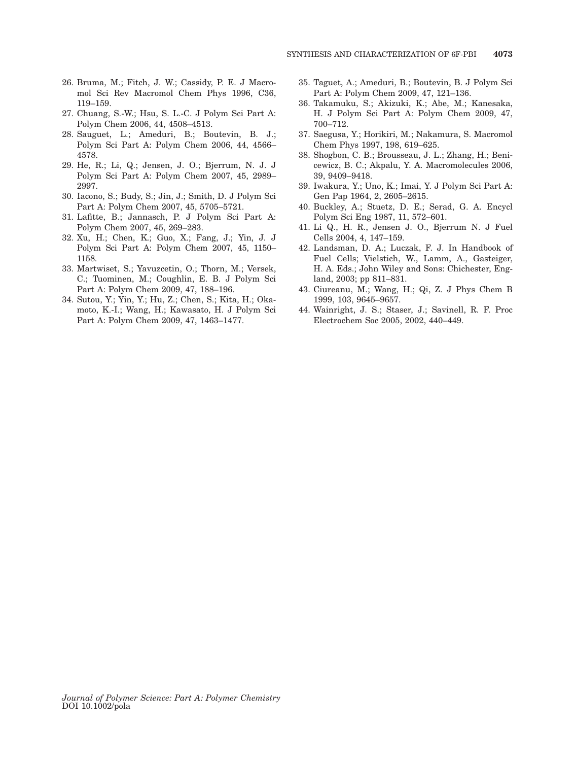26. Bruma, M.; Fitch, J. W.; Cassidy, P. E. J Macromol Sci Rev Macromol Chem Phys 1996, C36, 119–159.
27. Chuang, S.-W.; Hsu, S. L.-C. J Polym Sci Part A: Polym Chem 2006, 44, 4508–4513.
28. Sauguet, L.; Ameduri, B.; Boutevin, B. J.; Polym Sci Part A: Polym Chem 2006, 44, 4566–4578.
29. He, R.; Li, Q.; Jensen, J. O.; Bjerrum, N. J. J Polym Sci Part A: Polym Chem 2007, 45, 2989–2997.
30. Iacono, S.; Budy, S.; Jin, J.; Smith, D. J Polym Sci Part A: Polym Chem 2007, 45, 5705–5721.
31. Lafitte, B.; Jannasch, P. J Polym Sci Part A: Polym Chem 2007, 45, 269–283.
32. Xu, H.; Chen, K.; Guo, X.; Fang, J.; Yin, J. J Polym Sci Part A: Polym Chem 2007, 45, 1150–1158.
33. Martwiset, S.; Yavuzcetin, O.; Thorn, M.; Versek, C.; Tuominen, M.; Coughlin, E. B. J Polym Sci Part A: Polym Chem 2009, 47, 188–196.
34. Sutou, Y.; Yin, Y.; Hu, Z.; Chen, S.; Kita, H.; Okamoto, K.-I.; Wang, H.; Kawasato, H. J Polym Sci Part A: Polym Chem 2009, 47, 1463–1477.
35. Taguet, A.; Ameduri, B.; Boutevin, B. J Polym Sci Part A: Polym Chem 2009, 47, 121–136.
36. Takamuku, S.; Akizuki, K.; Abe, M.; Kanesaka, H. J Polym Sci Part A: Polym Chem 2009, 47, 700–712.
37. Saegusa, Y.; Horikiri, M.; Nakamura, S. Macromol Chem Phys 1997, 198, 619–625.
38. Shogbon, C. B.; Brousseau, J. L.; Zhang, H.; Benicewicz, B. C.; Akpalu, Y. A. Macromolecules 2006, 39, 9409–9418.
39. Iwakura, Y.; Uno, K.; Imai, Y. J Polym Sci Part A: Gen Pap 1964, 2, 2605–2615.
40. Buckley, A.; Stuetz, D. E.; Serad, G. A. Encycl Polym Sci Eng 1987, 11, 572–601.
41. Li Q., H. R., Jensen J. O., Bjerrum N. J Fuel Cells 2004, 4, 147–159.
42. Landsman, D. A.; Luczak, F. J. In Handbook of Fuel Cells; Vielstich, W., Lamm, A., Gasteiger, H. A. Eds.; John Wiley and Sons: Chichester, England, 2003; pp 811–831.
43. Ciureanu, M.; Wang, H.; Qi, Z. J Phys Chem B 1999, 103, 9645–9657.
44. Wainright, J. S.; Staser, J.; Savinell, R. F. Proc Electrochem Soc 2005, 2002, 440–449.